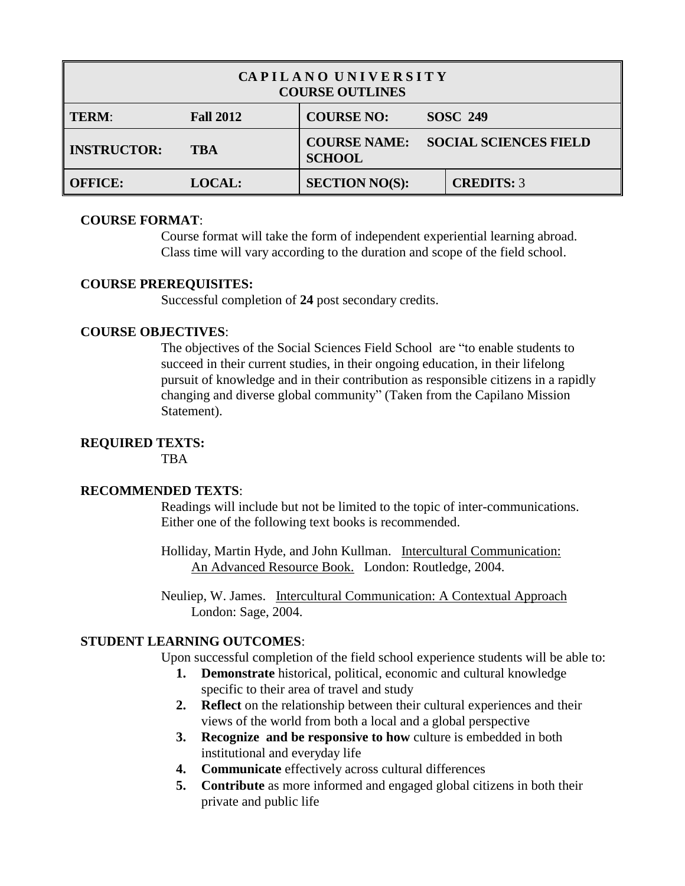| CAPILANO UNIVERSITY COURSE OUTLINES | | | |
|---|---|---|---|
| **TERM**: **Fall 2012** | | **COURSE NO:** **SOSC 249** | |
| **INSTRUCTOR:** **TBA** | | **COURSE NAME:** **SOCIAL SCIENCES FIELD SCHOOL** | |
| **OFFICE:** | **LOCAL:** | **SECTION NO(S):** | **CREDITS:** 3 |

**COURSE FORMAT**:

Course format will take the form of independent experiential learning abroad. Class time will vary according to the duration and scope of the field school.

**COURSE PREREQUISITES:**

Successful completion of **24** post secondary credits.

**COURSE OBJECTIVES**:

The objectives of the Social Sciences Field School are "to enable students to succeed in their current studies, in their ongoing education, in their lifelong pursuit of knowledge and in their contribution as responsible citizens in a rapidly changing and diverse global community" (Taken from the Capilano Mission Statement).

**REQUIRED TEXTS:**

TBA

**RECOMMENDED TEXTS**:

Readings will include but not be limited to the topic of inter-communications. Either one of the following text books is recommended.

Holliday, Martin Hyde, and John Kullman. Intercultural Communication: An Advanced Resource Book. London: Routledge, 2004.

Neuliep, W. James. Intercultural Communication: A Contextual Approach London: Sage, 2004.

**STUDENT LEARNING OUTCOMES**:

Upon successful completion of the field school experience students will be able to:

1. **Demonstrate** historical, political, economic and cultural knowledge specific to their area of travel and study
2. **Reflect** on the relationship between their cultural experiences and their views of the world from both a local and a global perspective
3. **Recognize and be responsive to how** culture is embedded in both institutional and everyday life
4. **Communicate** effectively across cultural differences
5. **Contribute** as more informed and engaged global citizens in both their private and public life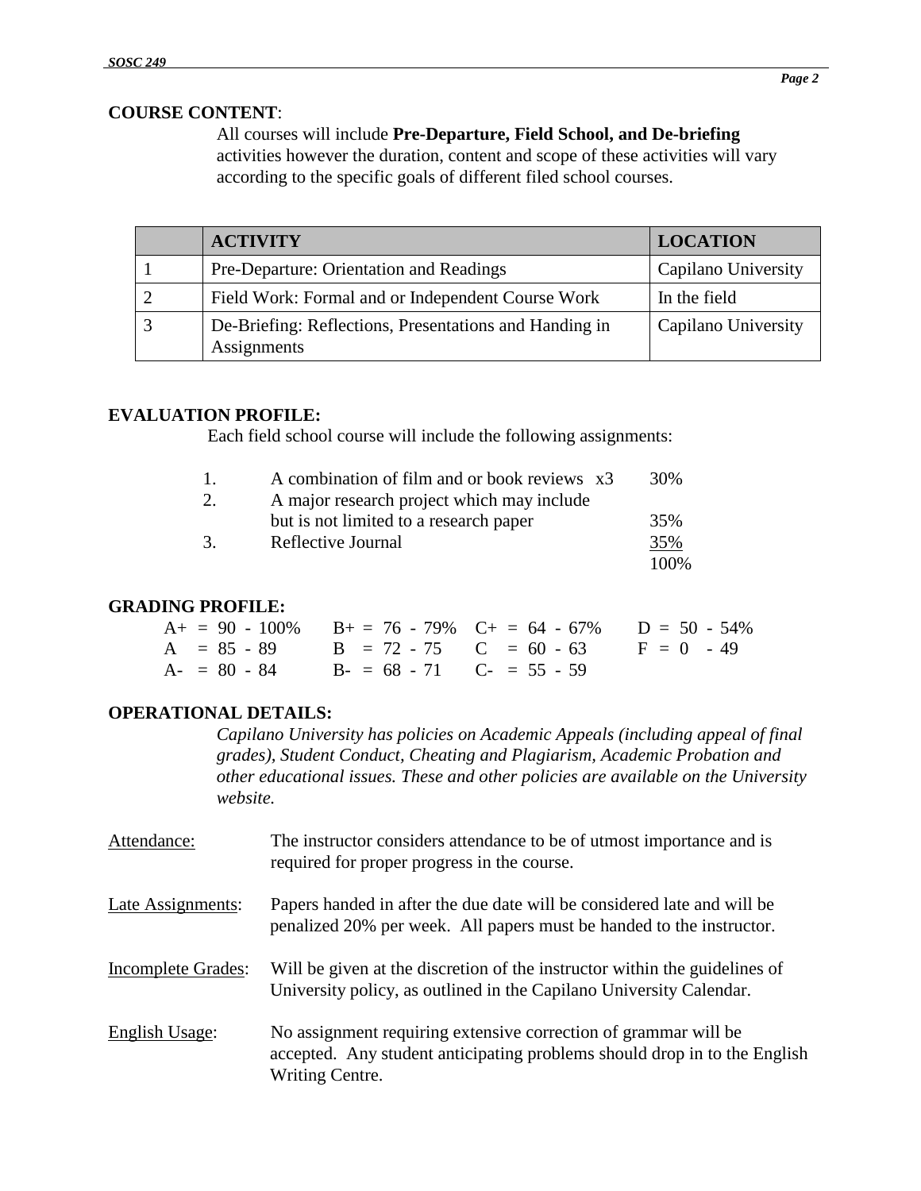## COURSE CONTENT:

All courses will include **Pre-Departure, Field School, and De-briefing** activities however the duration, content and scope of these activities will vary according to the specific goals of different filed school courses.

| | ACTIVITY | LOCATION |
|---|---|---|
| 1 | Pre-Departure: Orientation and Readings | Capilano University |
| 2 | Field Work: Formal and or Independent Course Work | In the field |
| 3 | De-Briefing: Reflections, Presentations and Handing in Assignments | Capilano University |

## EVALUATION PROFILE:

Each field school course will include the following assignments:

| | | |
|---|---|---|
| 1. | A combination of film and or book reviews x3 | 30% |
| 2. | A major research project which may include but is not limited to a research paper | 35% |
| 3. | Reflective Journal | 35% |
| | | 100% |

## GRADING PROFILE:

| | | | |
|---|---|---|---|
| A+ = 90 - 100% | B+ = 76 - 79% | C+ = 64 - 67% | D = 50 - 54% |
| A = 85 - 89 | B = 72 - 75 | C = 60 - 63 | F = 0 - 49 |
| A- = 80 - 84 | B- = 68 - 71 | C- = 55 - 59 | |

## OPERATIONAL DETAILS:

*Capilano University has policies on Academic Appeals (including appeal of final grades), Student Conduct, Cheating and Plagiarism, Academic Probation and other educational issues. These and other policies are available on the University website.*

Attendance: The instructor considers attendance to be of utmost importance and is required for proper progress in the course.

Late Assignments: Papers handed in after the due date will be considered late and will be penalized 20% per week. All papers must be handed to the instructor.

Incomplete Grades: Will be given at the discretion of the instructor within the guidelines of University policy, as outlined in the Capilano University Calendar.

English Usage: No assignment requiring extensive correction of grammar will be accepted. Any student anticipating problems should drop in to the English Writing Centre.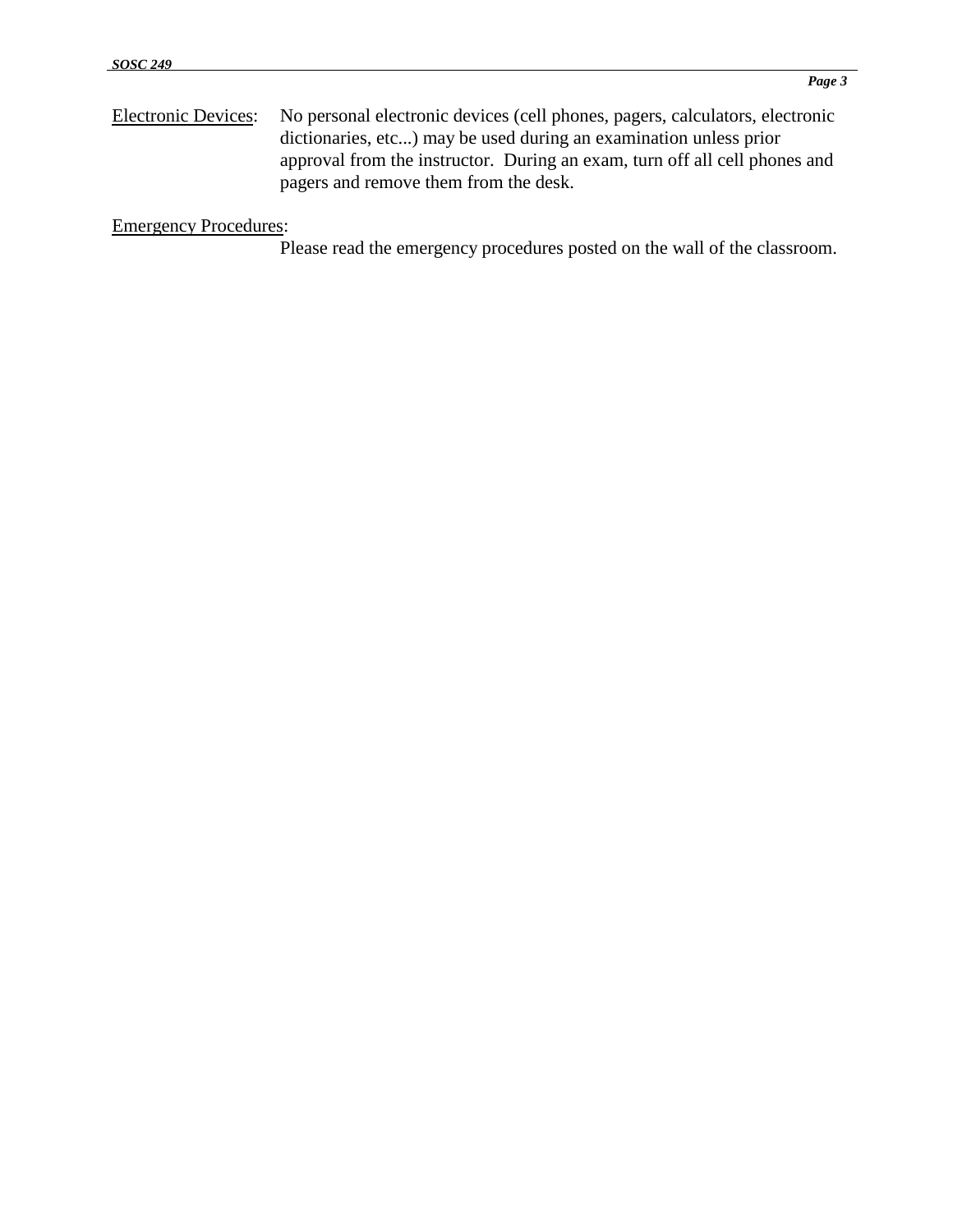Electronic Devices: No personal electronic devices (cell phones, pagers, calculators, electronic dictionaries, etc...) may be used during an examination unless prior approval from the instructor. During an exam, turn off all cell phones and pagers and remove them from the desk.

Emergency Procedures: Please read the emergency procedures posted on the wall of the classroom.